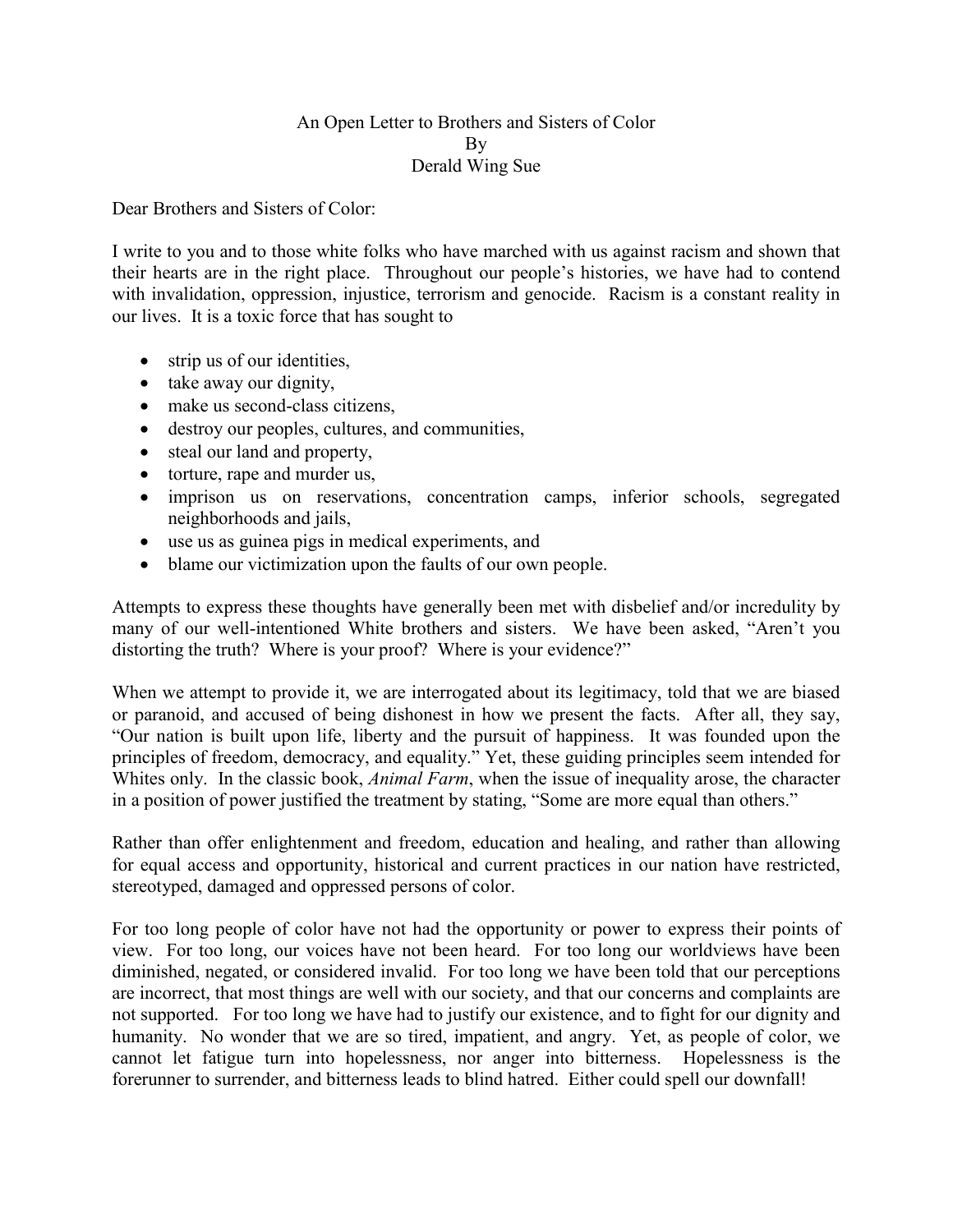# An Open Letter to Brothers and Sisters of Color
By
Derald Wing Sue

Dear Brothers and Sisters of Color:

I write to you and to those white folks who have marched with us against racism and shown that their hearts are in the right place. Throughout our people's histories, we have had to contend with invalidation, oppression, injustice, terrorism and genocide. Racism is a constant reality in our lives. It is a toxic force that has sought to

- strip us of our identities,
- take away our dignity,
- make us second-class citizens,
- destroy our peoples, cultures, and communities,
- steal our land and property,
- torture, rape and murder us,
- imprison us on reservations, concentration camps, inferior schools, segregated neighborhoods and jails,
- use us as guinea pigs in medical experiments, and
- blame our victimization upon the faults of our own people.

Attempts to express these thoughts have generally been met with disbelief and/or incredulity by many of our well-intentioned White brothers and sisters. We have been asked, "Aren't you distorting the truth? Where is your proof? Where is your evidence?"

When we attempt to provide it, we are interrogated about its legitimacy, told that we are biased or paranoid, and accused of being dishonest in how we present the facts. After all, they say, "Our nation is built upon life, liberty and the pursuit of happiness. It was founded upon the principles of freedom, democracy, and equality." Yet, these guiding principles seem intended for Whites only. In the classic book, *Animal Farm*, when the issue of inequality arose, the character in a position of power justified the treatment by stating, "Some are more equal than others."

Rather than offer enlightenment and freedom, education and healing, and rather than allowing for equal access and opportunity, historical and current practices in our nation have restricted, stereotyped, damaged and oppressed persons of color.

For too long people of color have not had the opportunity or power to express their points of view. For too long, our voices have not been heard. For too long our worldviews have been diminished, negated, or considered invalid. For too long we have been told that our perceptions are incorrect, that most things are well with our society, and that our concerns and complaints are not supported. For too long we have had to justify our existence, and to fight for our dignity and humanity. No wonder that we are so tired, impatient, and angry. Yet, as people of color, we cannot let fatigue turn into hopelessness, nor anger into bitterness. Hopelessness is the forerunner to surrender, and bitterness leads to blind hatred. Either could spell our downfall!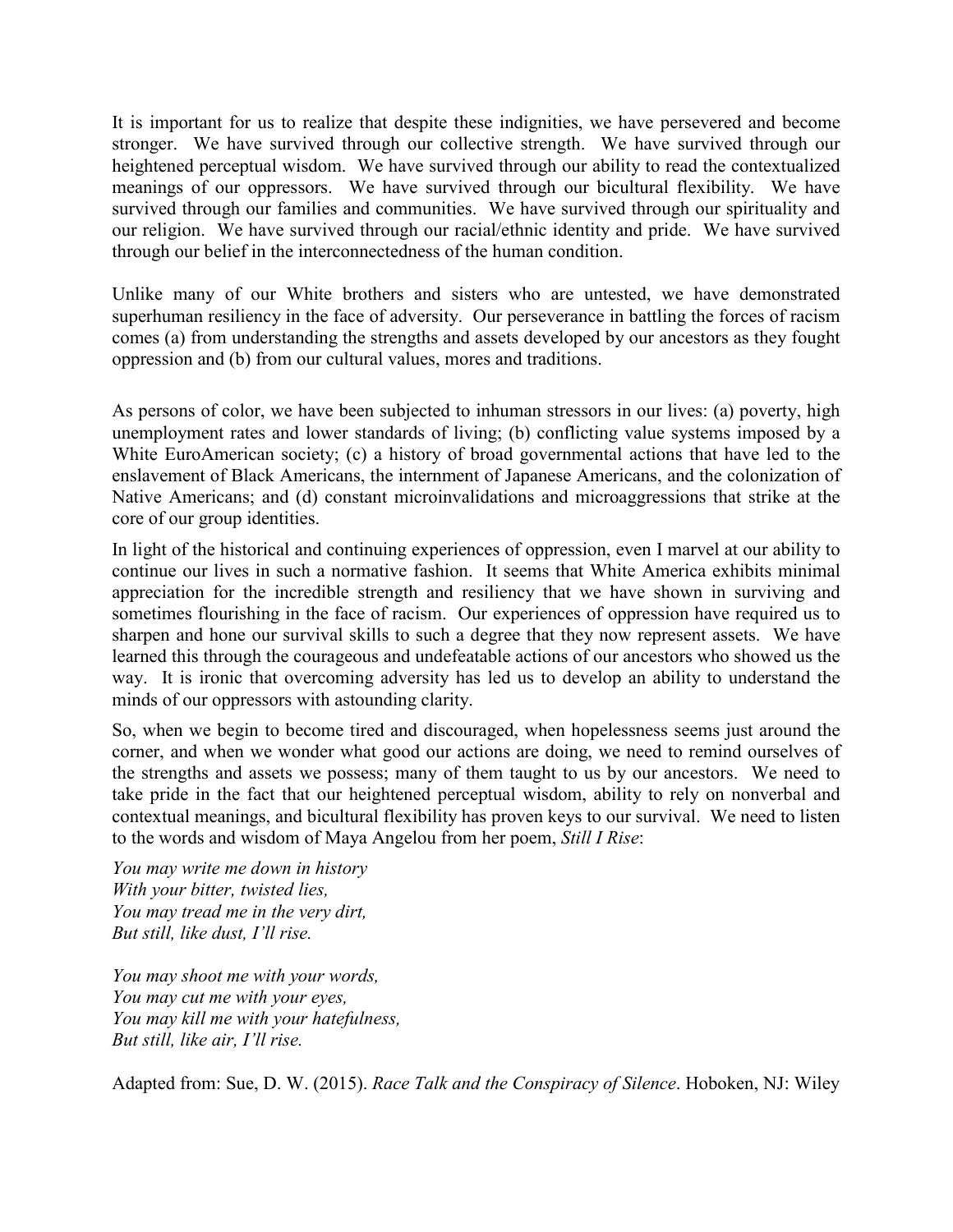It is important for us to realize that despite these indignities, we have persevered and become stronger. We have survived through our collective strength. We have survived through our heightened perceptual wisdom. We have survived through our ability to read the contextualized meanings of our oppressors. We have survived through our bicultural flexibility. We have survived through our families and communities. We have survived through our spirituality and our religion. We have survived through our racial/ethnic identity and pride. We have survived through our belief in the interconnectedness of the human condition.

Unlike many of our White brothers and sisters who are untested, we have demonstrated superhuman resiliency in the face of adversity. Our perseverance in battling the forces of racism comes (a) from understanding the strengths and assets developed by our ancestors as they fought oppression and (b) from our cultural values, mores and traditions.

As persons of color, we have been subjected to inhuman stressors in our lives: (a) poverty, high unemployment rates and lower standards of living; (b) conflicting value systems imposed by a White EuroAmerican society; (c) a history of broad governmental actions that have led to the enslavement of Black Americans, the internment of Japanese Americans, and the colonization of Native Americans; and (d) constant microinvalidations and microaggressions that strike at the core of our group identities.

In light of the historical and continuing experiences of oppression, even I marvel at our ability to continue our lives in such a normative fashion. It seems that White America exhibits minimal appreciation for the incredible strength and resiliency that we have shown in surviving and sometimes flourishing in the face of racism. Our experiences of oppression have required us to sharpen and hone our survival skills to such a degree that they now represent assets. We have learned this through the courageous and undefeatable actions of our ancestors who showed us the way. It is ironic that overcoming adversity has led us to develop an ability to understand the minds of our oppressors with astounding clarity.

So, when we begin to become tired and discouraged, when hopelessness seems just around the corner, and when we wonder what good our actions are doing, we need to remind ourselves of the strengths and assets we possess; many of them taught to us by our ancestors. We need to take pride in the fact that our heightened perceptual wisdom, ability to rely on nonverbal and contextual meanings, and bicultural flexibility has proven keys to our survival. We need to listen to the words and wisdom of Maya Angelou from her poem, *Still I Rise*:

*You may write me down in history*
*With your bitter, twisted lies,*
*You may tread me in the very dirt,*
*But still, like dust, I'll rise.*

*You may shoot me with your words,*
*You may cut me with your eyes,*
*You may kill me with your hatefulness,*
*But still, like air, I'll rise.*

Adapted from: Sue, D. W. (2015). *Race Talk and the Conspiracy of Silence*. Hoboken, NJ: Wiley